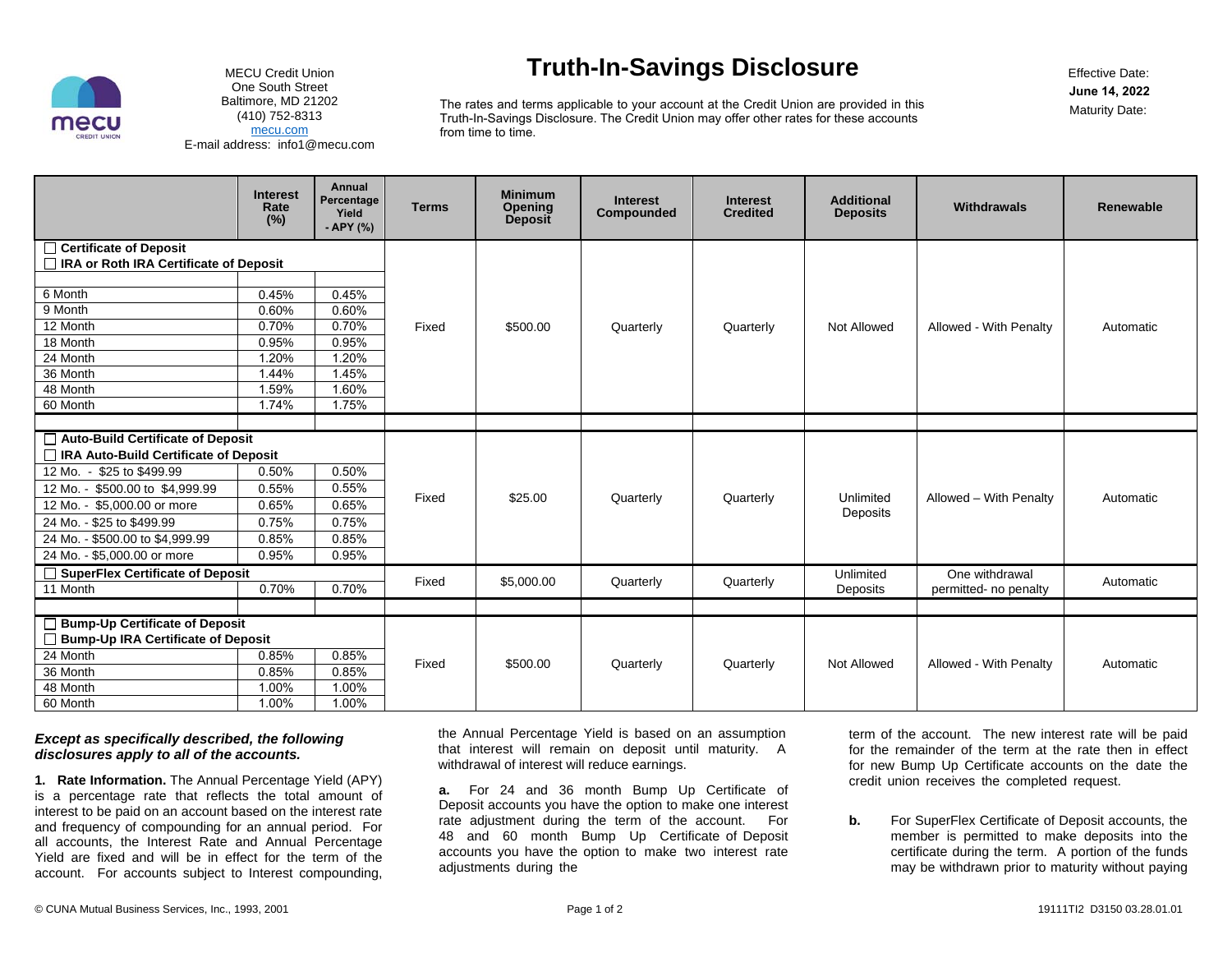MECU Credit Union
One South Street
Baltimore, MD 21202
(410) 752-8313
mecu.com
E-mail address: info1@mecu.com

# Truth-In-Savings Disclosure

The rates and terms applicable to your account at the Credit Union are provided in this Truth-In-Savings Disclosure. The Credit Union may offer other rates for these accounts from time to time.

Effective Date: **June 14, 2022**
Maturity Date:

| | Interest Rate (%) | Annual Percentage Yield - APY (%) | Terms | Minimum Opening Deposit | Interest Compounded | Interest Credited | Additional Deposits | Withdrawals | Renewable |
|---|---|---|---|---|---|---|---|---|---|
| ☐ **Certificate of Deposit** | | | | | | | | | |
| ☐ **IRA or Roth IRA Certificate of Deposit** | | | | | | | | | |
| 6 Month | 0.45% | 0.45% | Fixed | $500.00 | Quarterly | Quarterly | Not Allowed | Allowed - With Penalty | Automatic |
| 9 Month | 0.60% | 0.60% | | | | | | | |
| 12 Month | 0.70% | 0.70% | | | | | | | |
| 18 Month | 0.95% | 0.95% | | | | | | | |
| 24 Month | 1.20% | 1.20% | | | | | | | |
| 36 Month | 1.44% | 1.45% | | | | | | | |
| 48 Month | 1.59% | 1.60% | | | | | | | |
| 60 Month | 1.74% | 1.75% | | | | | | | |
| ☐ **Auto-Build Certificate of Deposit** | | | | | | | | | |
| ☐ **IRA Auto-Build Certificate of Deposit** | | | | | | | | | |
| 12 Mo. - $25 to $499.99 | 0.50% | 0.50% | Fixed | $25.00 | Quarterly | Quarterly | Unlimited Deposits | Allowed – With Penalty | Automatic |
| 12 Mo. - $500.00 to $4,999.99 | 0.55% | 0.55% | | | | | | | |
| 12 Mo. - $5,000.00 or more | 0.65% | 0.65% | | | | | | | |
| 24 Mo. - $25 to $499.99 | 0.75% | 0.75% | | | | | | | |
| 24 Mo. - $500.00 to $4,999.99 | 0.85% | 0.85% | | | | | | | |
| 24 Mo. - $5,000.00 or more | 0.95% | 0.95% | | | | | | | |
| ☐ **SuperFlex Certificate of Deposit** | | | | | | | | | |
| 11 Month | 0.70% | 0.70% | Fixed | $5,000.00 | Quarterly | Quarterly | Unlimited Deposits | One withdrawal permitted- no penalty | Automatic |
| ☐ **Bump-Up Certificate of Deposit** | | | | | | | | | |
| ☐ **Bump-Up IRA Certificate of Deposit** | | | | | | | | | |
| 24 Month | 0.85% | 0.85% | Fixed | $500.00 | Quarterly | Quarterly | Not Allowed | Allowed - With Penalty | Automatic |
| 36 Month | 0.85% | 0.85% | | | | | | | |
| 48 Month | 1.00% | 1.00% | | | | | | | |
| 60 Month | 1.00% | 1.00% | | | | | | | |

***Except as specifically described, the following disclosures apply to all of the accounts.***

**1. Rate Information.** The Annual Percentage Yield (APY) is a percentage rate that reflects the total amount of interest to be paid on an account based on the interest rate and frequency of compounding for an annual period. For all accounts, the Interest Rate and Annual Percentage Yield are fixed and will be in effect for the term of the account. For accounts subject to Interest compounding, the Annual Percentage Yield is based on an assumption that interest will remain on deposit until maturity. A withdrawal of interest will reduce earnings.

**a.** For 24 and 36 month Bump Up Certificate of Deposit accounts you have the option to make one interest rate adjustment during the term of the account. For 48 and 60 month Bump Up Certificate of Deposit accounts you have the option to make two interest rate adjustments during the term of the account. The new interest rate will be paid for the remainder of the term at the rate then in effect for new Bump Up Certificate accounts on the date the credit union receives the completed request.

**b.** For SuperFlex Certificate of Deposit accounts, the member is permitted to make deposits into the certificate during the term. A portion of the funds may be withdrawn prior to maturity without paying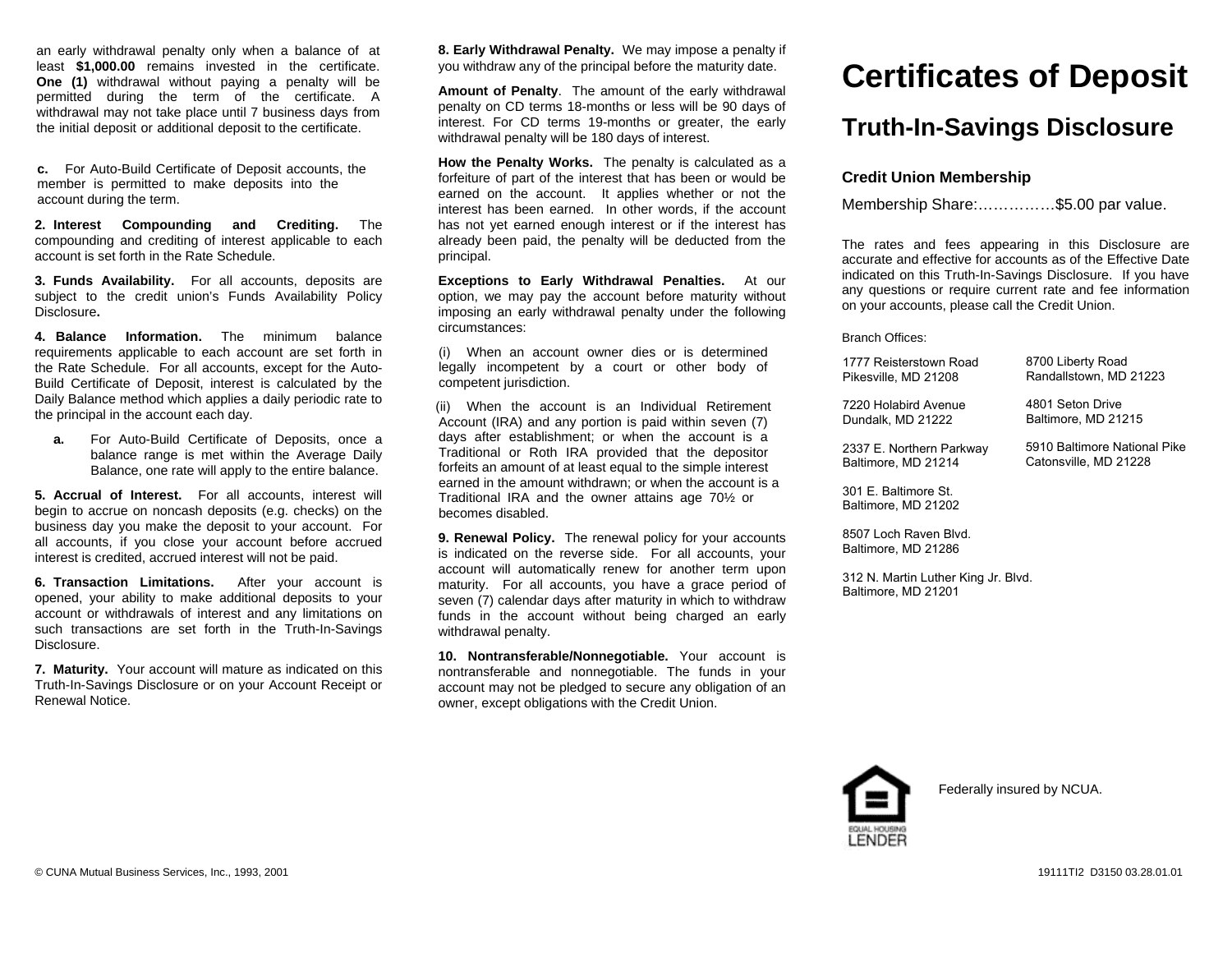an early withdrawal penalty only when a balance of at least **$1,000.00** remains invested in the certificate. **One (1)** withdrawal without paying a penalty will be permitted during the term of the certificate. A withdrawal may not take place until 7 business days from the initial deposit or additional deposit to the certificate.

**c.** For Auto-Build Certificate of Deposit accounts, the member is permitted to make deposits into the account during the term.

**2. Interest Compounding and Crediting.** The compounding and crediting of interest applicable to each account is set forth in the Rate Schedule.

**3. Funds Availability.** For all accounts, deposits are subject to the credit union's Funds Availability Policy Disclosure**.**

**4. Balance Information.** The minimum balance requirements applicable to each account are set forth in the Rate Schedule. For all accounts, except for the Auto-Build Certificate of Deposit, interest is calculated by the Daily Balance method which applies a daily periodic rate to the principal in the account each day.

**a.** For Auto-Build Certificate of Deposits, once a balance range is met within the Average Daily Balance, one rate will apply to the entire balance.

**5. Accrual of Interest.** For all accounts, interest will begin to accrue on noncash deposits (e.g. checks) on the business day you make the deposit to your account. For all accounts, if you close your account before accrued interest is credited, accrued interest will not be paid.

**6. Transaction Limitations.** After your account is opened, your ability to make additional deposits to your account or withdrawals of interest and any limitations on such transactions are set forth in the Truth-In-Savings Disclosure.

**7. Maturity.** Your account will mature as indicated on this Truth-In-Savings Disclosure or on your Account Receipt or Renewal Notice.

**8. Early Withdrawal Penalty.** We may impose a penalty if you withdraw any of the principal before the maturity date.

**Amount of Penalty**. The amount of the early withdrawal penalty on CD terms 18-months or less will be 90 days of interest. For CD terms 19-months or greater, the early withdrawal penalty will be 180 days of interest.

**How the Penalty Works.** The penalty is calculated as a forfeiture of part of the interest that has been or would be earned on the account. It applies whether or not the interest has been earned. In other words, if the account has not yet earned enough interest or if the interest has already been paid, the penalty will be deducted from the principal.

**Exceptions to Early Withdrawal Penalties.** At our option, we may pay the account before maturity without imposing an early withdrawal penalty under the following circumstances:

(i) When an account owner dies or is determined legally incompetent by a court or other body of competent jurisdiction.

(ii) When the account is an Individual Retirement Account (IRA) and any portion is paid within seven (7) days after establishment; or when the account is a Traditional or Roth IRA provided that the depositor forfeits an amount of at least equal to the simple interest earned in the amount withdrawn; or when the account is a Traditional IRA and the owner attains age 70½ or becomes disabled.

**9. Renewal Policy.** The renewal policy for your accounts is indicated on the reverse side. For all accounts, your account will automatically renew for another term upon maturity. For all accounts, you have a grace period of seven (7) calendar days after maturity in which to withdraw funds in the account without being charged an early withdrawal penalty.

**10. Nontransferable/Nonnegotiable.** Your account is nontransferable and nonnegotiable. The funds in your account may not be pledged to secure any obligation of an owner, except obligations with the Credit Union.

# Certificates of Deposit

## Truth-In-Savings Disclosure

### Credit Union Membership

Membership Share:……………$5.00 par value.

The rates and fees appearing in this Disclosure are accurate and effective for accounts as of the Effective Date indicated on this Truth-In-Savings Disclosure. If you have any questions or require current rate and fee information on your accounts, please call the Credit Union.

Branch Offices:

1777 Reisterstown Road
Pikesville, MD 21208

7220 Holabird Avenue
Dundalk, MD 21222

2337 E. Northern Parkway
Baltimore, MD 21214

301 E. Baltimore St.
Baltimore, MD 21202

8507 Loch Raven Blvd.
Baltimore, MD 21286

312 N. Martin Luther King Jr. Blvd.
Baltimore, MD 21201

8700 Liberty Road
Randallstown, MD 21223

4801 Seton Drive
Baltimore, MD 21215

5910 Baltimore National Pike
Catonsville, MD 21228

EQUAL HOUSING LENDER

Federally insured by NCUA.

© CUNA Mutual Business Services, Inc., 1993, 2001

19111TI2 D3150 03.28.01.01